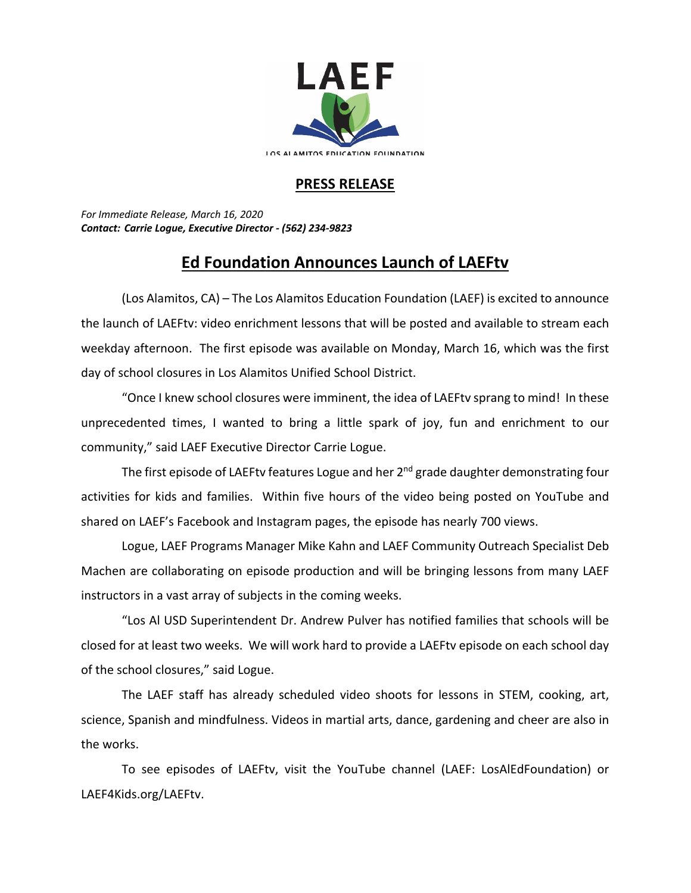LAEF

LOS ALAMITOS EDUCATION FOUNDATION

**PRESS RELEASE**

*For Immediate Release, March 16, 2020*
***Contact: Carrie Logue, Executive Director - (562) 234-9823***

# Ed Foundation Announces Launch of LAEFtv

(Los Alamitos, CA) – The Los Alamitos Education Foundation (LAEF) is excited to announce the launch of LAEFtv: video enrichment lessons that will be posted and available to stream each weekday afternoon. The first episode was available on Monday, March 16, which was the first day of school closures in Los Alamitos Unified School District.

"Once I knew school closures were imminent, the idea of LAEFtv sprang to mind! In these unprecedented times, I wanted to bring a little spark of joy, fun and enrichment to our community," said LAEF Executive Director Carrie Logue.

The first episode of LAEFtv features Logue and her 2nd grade daughter demonstrating four activities for kids and families. Within five hours of the video being posted on YouTube and shared on LAEF's Facebook and Instagram pages, the episode has nearly 700 views.

Logue, LAEF Programs Manager Mike Kahn and LAEF Community Outreach Specialist Deb Machen are collaborating on episode production and will be bringing lessons from many LAEF instructors in a vast array of subjects in the coming weeks.

"Los Al USD Superintendent Dr. Andrew Pulver has notified families that schools will be closed for at least two weeks. We will work hard to provide a LAEFtv episode on each school day of the school closures," said Logue.

The LAEF staff has already scheduled video shoots for lessons in STEM, cooking, art, science, Spanish and mindfulness. Videos in martial arts, dance, gardening and cheer are also in the works.

To see episodes of LAEFtv, visit the YouTube channel (LAEF: LosAlEdFoundation) or LAEF4Kids.org/LAEFtv.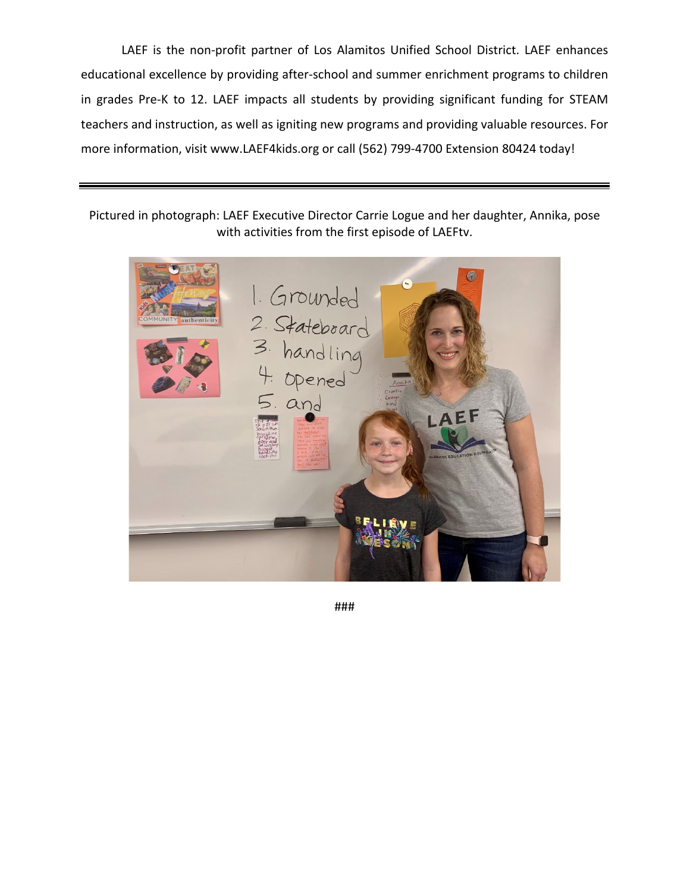LAEF is the non-profit partner of Los Alamitos Unified School District. LAEF enhances educational excellence by providing after-school and summer enrichment programs to children in grades Pre-K to 12. LAEF impacts all students by providing significant funding for STEAM teachers and instruction, as well as igniting new programs and providing valuable resources. For more information, visit www.LAEF4kids.org or call (562) 799-4700 Extension 80424 today!

---

Pictured in photograph: LAEF Executive Director Carrie Logue and her daughter, Annika, pose with activities from the first episode of LAEFtv.

###